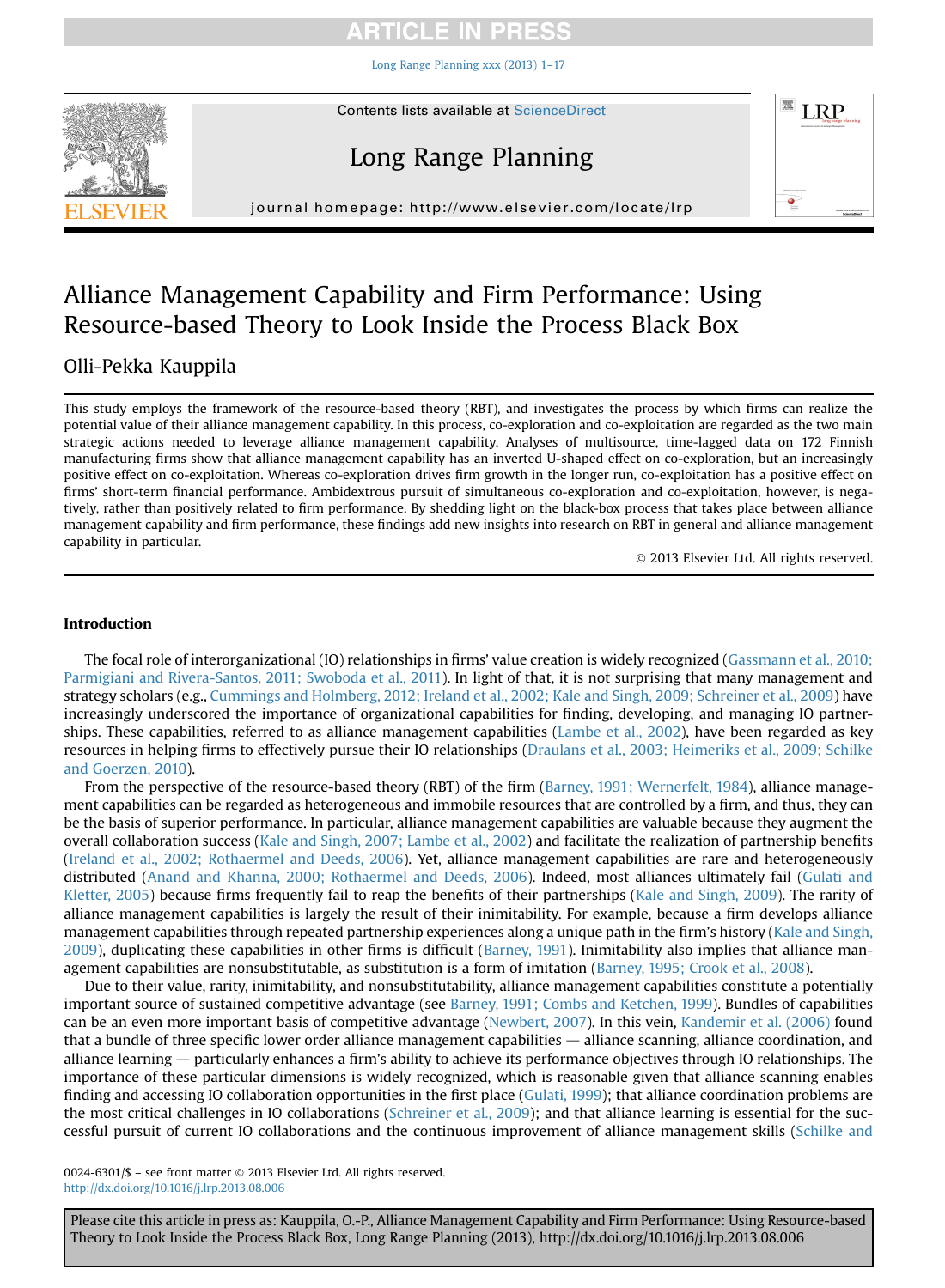# Alliance Management Capability and Firm Performance: Using Resource-based Theory to Look Inside the Process Black Box

Olli-Pekka Kauppila

This study employs the framework of the resource-based theory (RBT), and investigates the process by which firms can realize the potential value of their alliance management capability. In this process, co-exploration and co-exploitation are regarded as the two main strategic actions needed to leverage alliance management capability. Analyses of multisource, time-lagged data on 172 Finnish manufacturing firms show that alliance management capability has an inverted U-shaped effect on co-exploration, but an increasingly positive effect on co-exploitation. Whereas co-exploration drives firm growth in the longer run, co-exploitation has a positive effect on firms' short-term financial performance. Ambidextrous pursuit of simultaneous co-exploration and co-exploitation, however, is negatively, rather than positively related to firm performance. By shedding light on the black-box process that takes place between alliance management capability and firm performance, these findings add new insights into research on RBT in general and alliance management capability in particular.

© 2013 Elsevier Ltd. All rights reserved.

## Introduction

The focal role of interorganizational (IO) relationships in firms' value creation is widely recognized (Gassmann et al., 2010; Parmigiani and Rivera-Santos, 2011; Swoboda et al., 2011). In light of that, it is not surprising that many management and strategy scholars (e.g., Cummings and Holmberg, 2012; Ireland et al., 2002; Kale and Singh, 2009; Schreiner et al., 2009) have increasingly underscored the importance of organizational capabilities for finding, developing, and managing IO partnerships. These capabilities, referred to as alliance management capabilities (Lambe et al., 2002), have been regarded as key resources in helping firms to effectively pursue their IO relationships (Draulans et al., 2003; Heimeriks et al., 2009; Schilke and Goerzen, 2010).

From the perspective of the resource-based theory (RBT) of the firm (Barney, 1991; Wernerfelt, 1984), alliance management capabilities can be regarded as heterogeneous and immobile resources that are controlled by a firm, and thus, they can be the basis of superior performance. In particular, alliance management capabilities are valuable because they augment the overall collaboration success (Kale and Singh, 2007; Lambe et al., 2002) and facilitate the realization of partnership benefits (Ireland et al., 2002; Rothaermel and Deeds, 2006). Yet, alliance management capabilities are rare and heterogeneously distributed (Anand and Khanna, 2000; Rothaermel and Deeds, 2006). Indeed, most alliances ultimately fail (Gulati and Kletter, 2005) because firms frequently fail to reap the benefits of their partnerships (Kale and Singh, 2009). The rarity of alliance management capabilities is largely the result of their inimitability. For example, because a firm develops alliance management capabilities through repeated partnership experiences along a unique path in the firm's history (Kale and Singh, 2009), duplicating these capabilities in other firms is difficult (Barney, 1991). Inimitability also implies that alliance management capabilities are nonsubstitutable, as substitution is a form of imitation (Barney, 1995; Crook et al., 2008).

Due to their value, rarity, inimitability, and nonsubstitutability, alliance management capabilities constitute a potentially important source of sustained competitive advantage (see Barney, 1991; Combs and Ketchen, 1999). Bundles of capabilities can be an even more important basis of competitive advantage (Newbert, 2007). In this vein, Kandemir et al. (2006) found that a bundle of three specific lower order alliance management capabilities — alliance scanning, alliance coordination, and alliance learning — particularly enhances a firm's ability to achieve its performance objectives through IO relationships. The importance of these particular dimensions is widely recognized, which is reasonable given that alliance scanning enables finding and accessing IO collaboration opportunities in the first place (Gulati, 1999); that alliance coordination problems are the most critical challenges in IO collaborations (Schreiner et al., 2009); and that alliance learning is essential for the successful pursuit of current IO collaborations and the continuous improvement of alliance management skills (Schilke and

0024-6301/$ – see front matter © 2013 Elsevier Ltd. All rights reserved.
http://dx.doi.org/10.1016/j.lrp.2013.08.006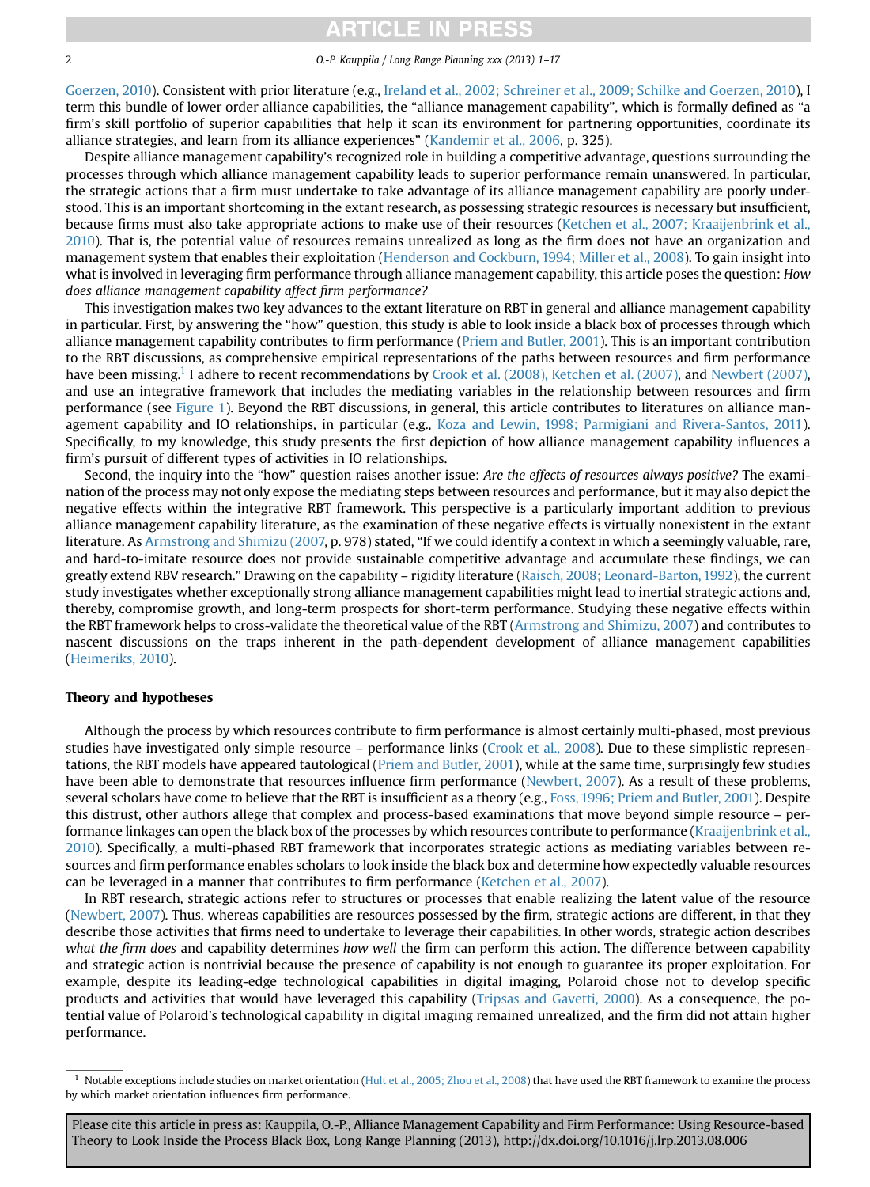Goerzen, 2010). Consistent with prior literature (e.g., Ireland et al., 2002; Schreiner et al., 2009; Schilke and Goerzen, 2010), I term this bundle of lower order alliance capabilities, the "alliance management capability", which is formally defined as "a firm's skill portfolio of superior capabilities that help it scan its environment for partnering opportunities, coordinate its alliance strategies, and learn from its alliance experiences" (Kandemir et al., 2006, p. 325).

Despite alliance management capability's recognized role in building a competitive advantage, questions surrounding the processes through which alliance management capability leads to superior performance remain unanswered. In particular, the strategic actions that a firm must undertake to take advantage of its alliance management capability are poorly understood. This is an important shortcoming in the extant research, as possessing strategic resources is necessary but insufficient, because firms must also take appropriate actions to make use of their resources (Ketchen et al., 2007; Kraaijenbrink et al., 2010). That is, the potential value of resources remains unrealized as long as the firm does not have an organization and management system that enables their exploitation (Henderson and Cockburn, 1994; Miller et al., 2008). To gain insight into what is involved in leveraging firm performance through alliance management capability, this article poses the question: *How does alliance management capability affect firm performance?*

This investigation makes two key advances to the extant literature on RBT in general and alliance management capability in particular. First, by answering the "how" question, this study is able to look inside a black box of processes through which alliance management capability contributes to firm performance (Priem and Butler, 2001). This is an important contribution to the RBT discussions, as comprehensive empirical representations of the paths between resources and firm performance have been missing.[1] I adhere to recent recommendations by Crook et al. (2008), Ketchen et al. (2007), and Newbert (2007), and use an integrative framework that includes the mediating variables in the relationship between resources and firm performance (see Figure 1). Beyond the RBT discussions, in general, this article contributes to literatures on alliance management capability and IO relationships, in particular (e.g., Koza and Lewin, 1998; Parmigiani and Rivera-Santos, 2011). Specifically, to my knowledge, this study presents the first depiction of how alliance management capability influences a firm's pursuit of different types of activities in IO relationships.

Second, the inquiry into the "how" question raises another issue: *Are the effects of resources always positive?* The examination of the process may not only expose the mediating steps between resources and performance, but it may also depict the negative effects within the integrative RBT framework. This perspective is a particularly important addition to previous alliance management capability literature, as the examination of these negative effects is virtually nonexistent in the extant literature. As Armstrong and Shimizu (2007, p. 978) stated, "If we could identify a context in which a seemingly valuable, rare, and hard-to-imitate resource does not provide sustainable competitive advantage and accumulate these findings, we can greatly extend RBV research." Drawing on the capability – rigidity literature (Raisch, 2008; Leonard-Barton, 1992), the current study investigates whether exceptionally strong alliance management capabilities might lead to inertial strategic actions and, thereby, compromise growth, and long-term prospects for short-term performance. Studying these negative effects within the RBT framework helps to cross-validate the theoretical value of the RBT (Armstrong and Shimizu, 2007) and contributes to nascent discussions on the traps inherent in the path-dependent development of alliance management capabilities (Heimeriks, 2010).

## Theory and hypotheses

Although the process by which resources contribute to firm performance is almost certainly multi-phased, most previous studies have investigated only simple resource – performance links (Crook et al., 2008). Due to these simplistic representations, the RBT models have appeared tautological (Priem and Butler, 2001), while at the same time, surprisingly few studies have been able to demonstrate that resources influence firm performance (Newbert, 2007). As a result of these problems, several scholars have come to believe that the RBT is insufficient as a theory (e.g., Foss, 1996; Priem and Butler, 2001). Despite this distrust, other authors allege that complex and process-based examinations that move beyond simple resource – performance linkages can open the black box of the processes by which resources contribute to performance (Kraaijenbrink et al., 2010). Specifically, a multi-phased RBT framework that incorporates strategic actions as mediating variables between resources and firm performance enables scholars to look inside the black box and determine how expectedly valuable resources can be leveraged in a manner that contributes to firm performance (Ketchen et al., 2007).

In RBT research, strategic actions refer to structures or processes that enable realizing the latent value of the resource (Newbert, 2007). Thus, whereas capabilities are resources possessed by the firm, strategic actions are different, in that they describe those activities that firms need to undertake to leverage their capabilities. In other words, strategic action describes *what the firm does* and capability determines *how well* the firm can perform this action. The difference between capability and strategic action is nontrivial because the presence of capability is not enough to guarantee its proper exploitation. For example, despite its leading-edge technological capabilities in digital imaging, Polaroid chose not to develop specific products and activities that would have leveraged this capability (Tripsas and Gavetti, 2000). As a consequence, the potential value of Polaroid's technological capability in digital imaging remained unrealized, and the firm did not attain higher performance.

[1] Notable exceptions include studies on market orientation (Hult et al., 2005; Zhou et al., 2008) that have used the RBT framework to examine the process by which market orientation influences firm performance.

Please cite this article in press as: Kauppila, O.-P., Alliance Management Capability and Firm Performance: Using Resource-based Theory to Look Inside the Process Black Box, Long Range Planning (2013), http://dx.doi.org/10.1016/j.lrp.2013.08.006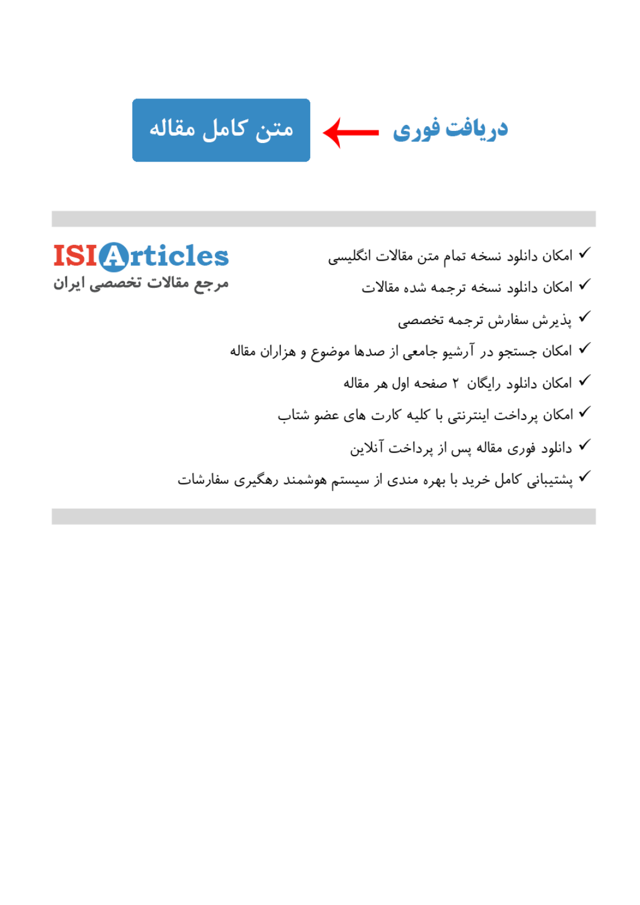دریافت فوری ← متن کامل مقاله

**ISIArticles**
مرجع مقالات تخصصی ایران

- ✓ امکان دانلود نسخه تمام متن مقالات انگلیسی
- ✓ امکان دانلود نسخه ترجمه شده مقالات
- ✓ پذیرش سفارش ترجمه تخصصی
- ✓ امکان جستجو در آرشیو جامعی از صدها موضوع و هزاران مقاله
- ✓ امکان دانلود رایگان ۲ صفحه اول هر مقاله
- ✓ امکان پرداخت اینترنتی با کلیه کارت های عضو شتاب
- ✓ دانلود فوری مقاله پس از پرداخت آنلاین
- ✓ پشتیبانی کامل خرید با بهره مندی از سیستم هوشمند رهگیری سفارشات